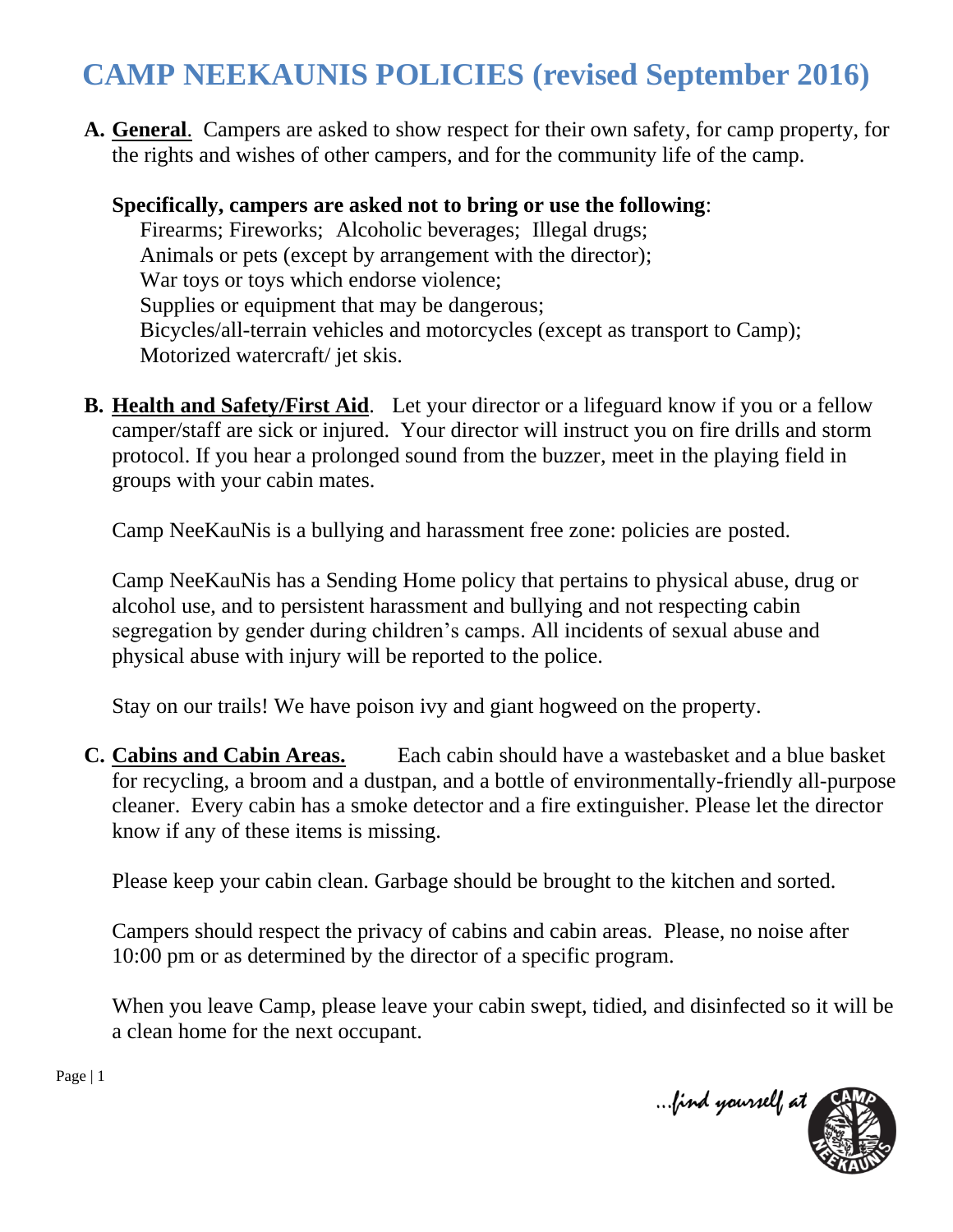# CAMP NEEKAUNIS POLICIES (revised September 2016)

**A. <u>General</u>**. Campers are asked to show respect for their own safety, for camp property, for the rights and wishes of other campers, and for the community life of the camp.

**Specifically, campers are asked not to bring or use the following**:

Firearms; Fireworks; Alcoholic beverages; Illegal drugs;
Animals or pets (except by arrangement with the director);
War toys or toys which endorse violence;
Supplies or equipment that may be dangerous;
Bicycles/all-terrain vehicles and motorcycles (except as transport to Camp);
Motorized watercraft/ jet skis.

**B. <u>Health and Safety/First Aid</u>**. Let your director or a lifeguard know if you or a fellow camper/staff are sick or injured. Your director will instruct you on fire drills and storm protocol. If you hear a prolonged sound from the buzzer, meet in the playing field in groups with your cabin mates.

Camp NeeKauNis is a bullying and harassment free zone: policies are posted.

Camp NeeKauNis has a Sending Home policy that pertains to physical abuse, drug or alcohol use, and to persistent harassment and bullying and not respecting cabin segregation by gender during children's camps. All incidents of sexual abuse and physical abuse with injury will be reported to the police.

Stay on our trails! We have poison ivy and giant hogweed on the property.

**C. <u>Cabins and Cabin Areas.</u>** Each cabin should have a wastebasket and a blue basket for recycling, a broom and a dustpan, and a bottle of environmentally-friendly all-purpose cleaner. Every cabin has a smoke detector and a fire extinguisher. Please let the director know if any of these items is missing.

Please keep your cabin clean. Garbage should be brought to the kitchen and sorted.

Campers should respect the privacy of cabins and cabin areas. Please, no noise after 10:00 pm or as determined by the director of a specific program.

When you leave Camp, please leave your cabin swept, tidied, and disinfected so it will be a clean home for the next occupant.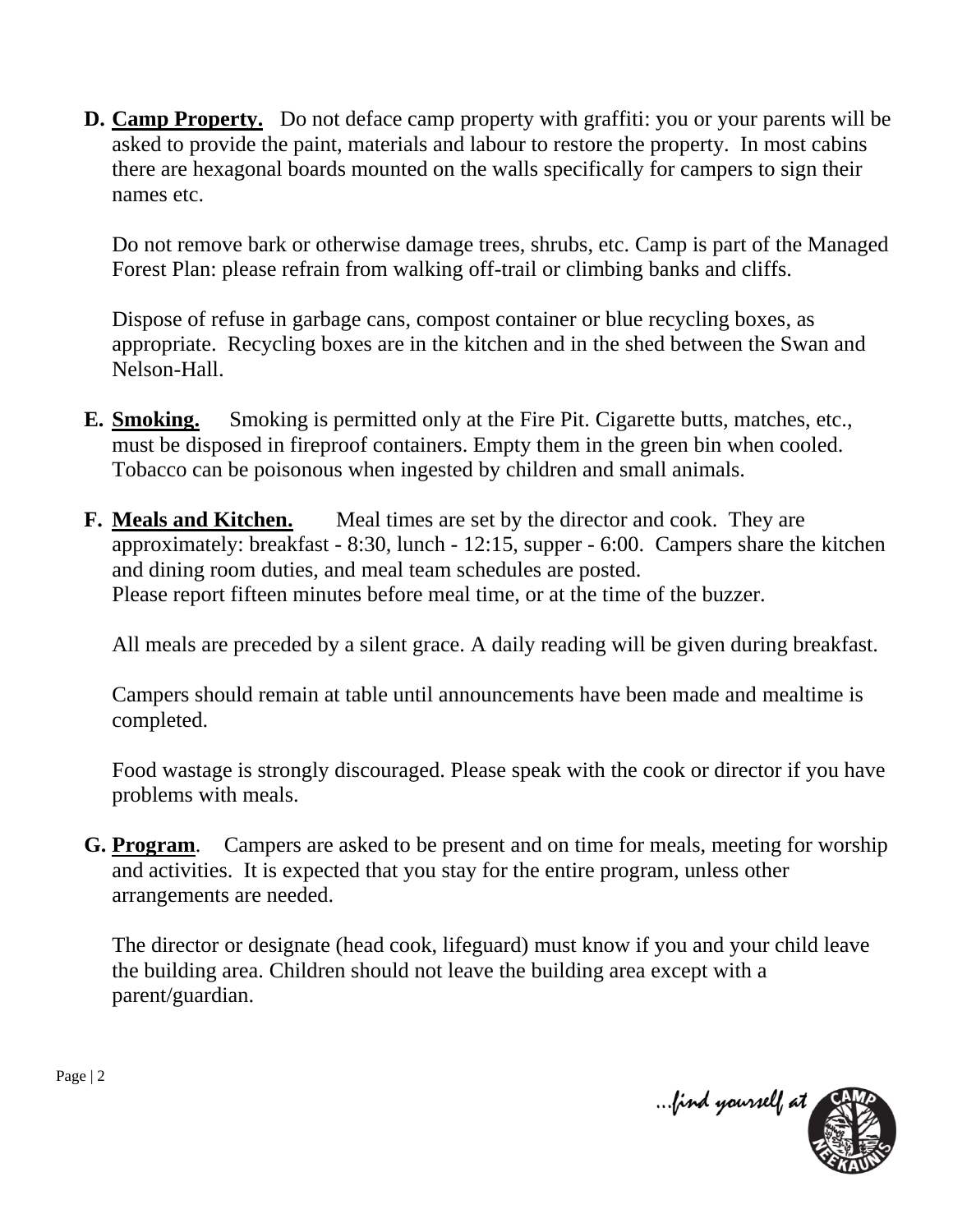D. **Camp Property.** Do not deface camp property with graffiti: you or your parents will be asked to provide the paint, materials and labour to restore the property. In most cabins there are hexagonal boards mounted on the walls specifically for campers to sign their names etc.

   Do not remove bark or otherwise damage trees, shrubs, etc. Camp is part of the Managed Forest Plan: please refrain from walking off-trail or climbing banks and cliffs.

   Dispose of refuse in garbage cans, compost container or blue recycling boxes, as appropriate. Recycling boxes are in the kitchen and in the shed between the Swan and Nelson-Hall.

E. **Smoking.** Smoking is permitted only at the Fire Pit. Cigarette butts, matches, etc., must be disposed in fireproof containers. Empty them in the green bin when cooled. Tobacco can be poisonous when ingested by children and small animals.

F. **Meals and Kitchen.** Meal times are set by the director and cook. They are approximately: breakfast - 8:30, lunch - 12:15, supper - 6:00. Campers share the kitchen and dining room duties, and meal team schedules are posted.
   Please report fifteen minutes before meal time, or at the time of the buzzer.

   All meals are preceded by a silent grace. A daily reading will be given during breakfast.

   Campers should remain at table until announcements have been made and mealtime is completed.

   Food wastage is strongly discouraged. Please speak with the cook or director if you have problems with meals.

G. **Program**. Campers are asked to be present and on time for meals, meeting for worship and activities. It is expected that you stay for the entire program, unless other arrangements are needed.

   The director or designate (head cook, lifeguard) must know if you and your child leave the building area. Children should not leave the building area except with a parent/guardian.

...find yourself at CAMP NEEKAUNIS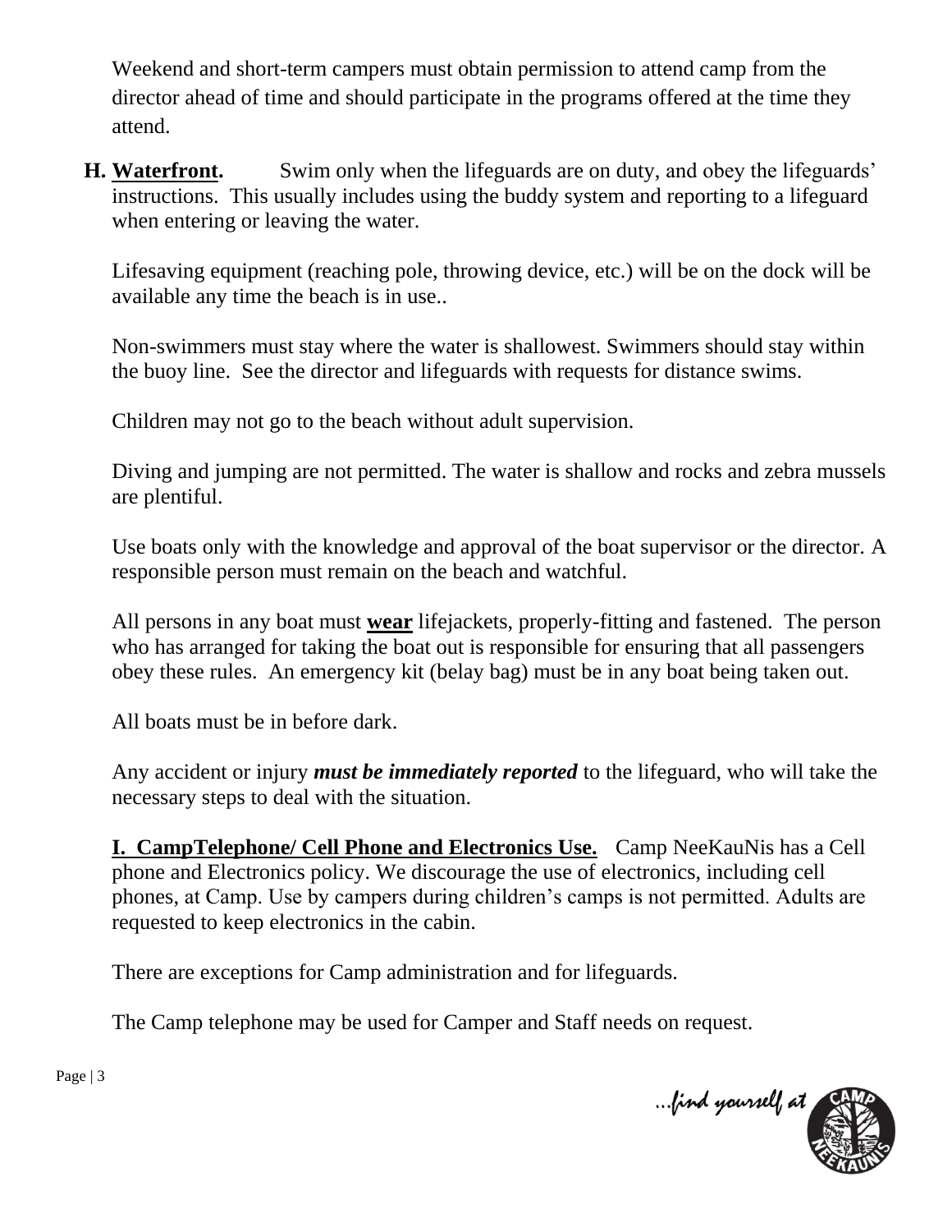Weekend and short-term campers must obtain permission to attend camp from the director ahead of time and should participate in the programs offered at the time they attend.

**H. Waterfront.** Swim only when the lifeguards are on duty, and obey the lifeguards' instructions. This usually includes using the buddy system and reporting to a lifeguard when entering or leaving the water.

Lifesaving equipment (reaching pole, throwing device, etc.) will be on the dock will be available any time the beach is in use..

Non-swimmers must stay where the water is shallowest. Swimmers should stay within the buoy line. See the director and lifeguards with requests for distance swims.

Children may not go to the beach without adult supervision.

Diving and jumping are not permitted. The water is shallow and rocks and zebra mussels are plentiful.

Use boats only with the knowledge and approval of the boat supervisor or the director. A responsible person must remain on the beach and watchful.

All persons in any boat must **wear** lifejackets, properly-fitting and fastened. The person who has arranged for taking the boat out is responsible for ensuring that all passengers obey these rules. An emergency kit (belay bag) must be in any boat being taken out.

All boats must be in before dark.

Any accident or injury ***must be immediately reported*** to the lifeguard, who will take the necessary steps to deal with the situation.

**I. CampTelephone/ Cell Phone and Electronics Use.** Camp NeeKauNis has a Cell phone and Electronics policy. We discourage the use of electronics, including cell phones, at Camp. Use by campers during children's camps is not permitted. Adults are requested to keep electronics in the cabin.

There are exceptions for Camp administration and for lifeguards.

The Camp telephone may be used for Camper and Staff needs on request.

...find yourself at CAMP NEEKAUNIS